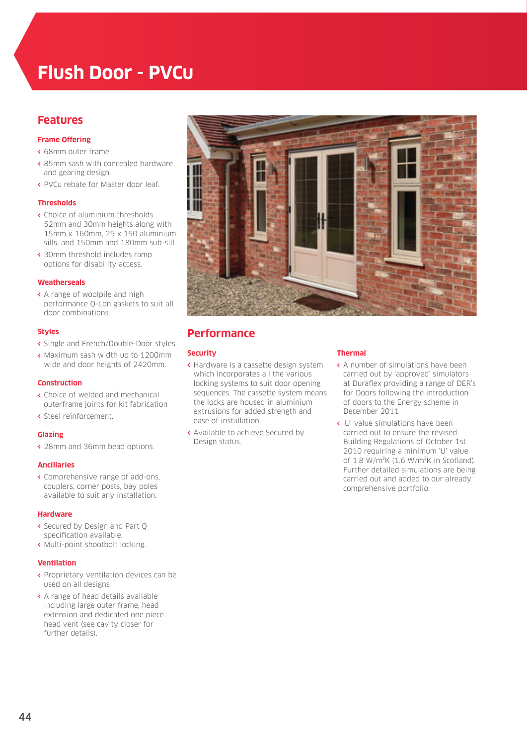# Flush Door - PVCu

## Features

### Frame Offering

- 68mm outer frame
- 85mm sash with concealed hardware and gearing design
- PVCu rebate for Master door leaf.

### Thresholds

- Choice of aluminium thresholds 52mm and 30mm heights along with 15mm x 160mm, 25 x 150 aluminium sills, and 150mm and 180mm sub-sill
- 30mm threshold includes ramp options for disability access.

### Weatherseals

- A range of woolpile and high performance Q-Lon gaskets to suit all door combinations.

### Styles

- Single and French/Double-Door styles
- Maximum sash width up to 1200mm wide and door heights of 2420mm.

### Construction

- Choice of welded and mechanical outerframe joints for kit fabrication
- Steel reinforcement.

### Glazing

- 28mm and 36mm bead options.

### Ancillaries

- Comprehensive range of add-ons, couplers, corner posts, bay poles available to suit any installation.

### Hardware

- Secured by Design and Part Q specification available.
- Multi-point shootbolt locking.

### Ventilation

- Proprietary ventilation devices can be used on all designs
- A range of head details available including large outer frame, head extension and dedicated one piece head vent (see cavity closer for further details).

## Performance

### Security

- Hardware is a cassette design system which incorporates all the various locking systems to suit door opening sequences. The cassette system means the locks are housed in aluminium extrusions for added strength and ease of installation
- Available to achieve Secured by Design status.

### Thermal

- A number of simulations have been carried out by 'approved' simulators at Duraflex providing a range of DER's for Doors following the introduction of doors to the Energy scheme in December 2011
- 'U' value simulations have been carried out to ensure the revised Building Regulations of October 1st 2010 requiring a minimum 'U' value of 1.8 W/m²K (1.6 W/m²K in Scotland). Further detailed simulations are being carried out and added to our already comprehensive portfolio.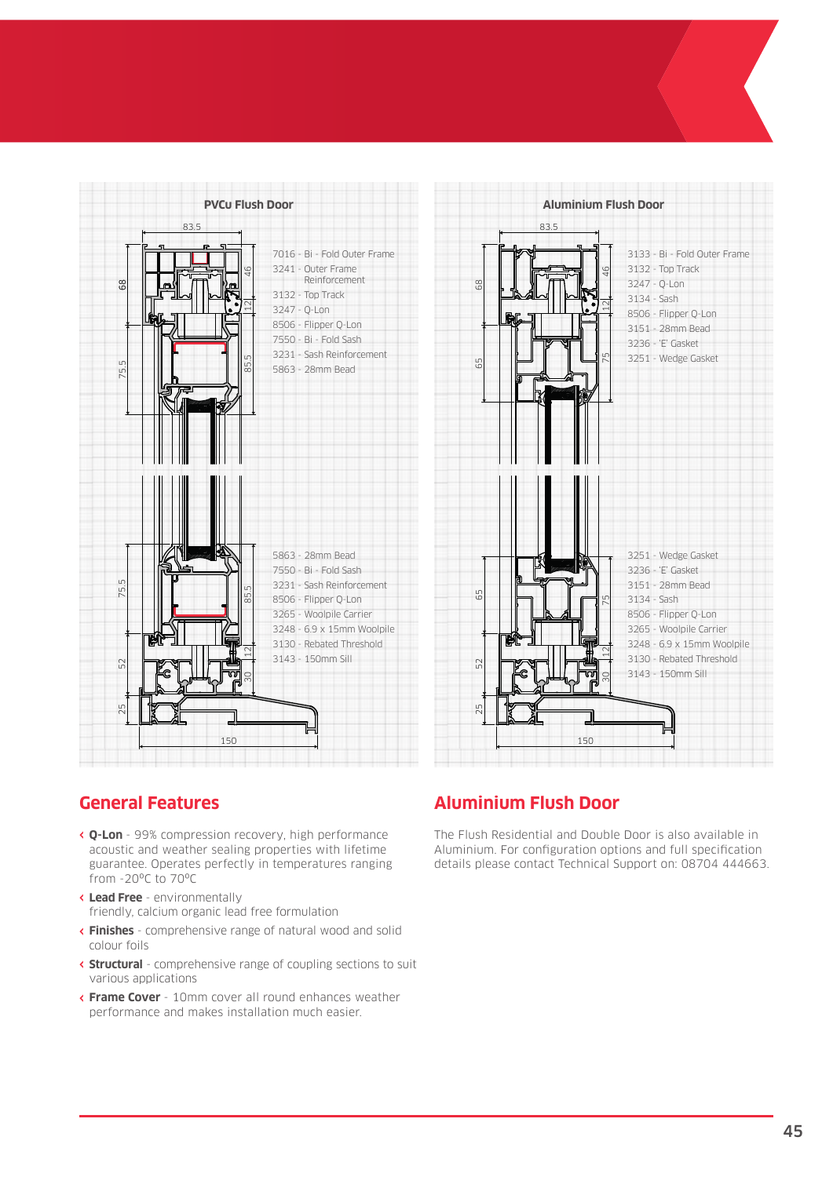## PVCu Flush Door

83.5

68

46

12

75.5

85.5

7016 - Bi - Fold Outer Frame
3241 - Outer Frame Reinforcement
3132 - Top Track
3247 - Q-Lon
8506 - Flipper Q-Lon
7550 - Bi - Fold Sash
3231 - Sash Reinforcement
5863 - 28mm Bead

75.5

85.5

52

12

30

25

150

5863 - 28mm Bead
7550 - Bi - Fold Sash
3231 - Sash Reinforcement
8506 - Flipper Q-Lon
3265 - Woolpile Carrier
3248 - 6.9 x 15mm Woolpile
3130 - Rebated Threshold
3143 - 150mm Sill

## Aluminium Flush Door

83.5

68

46

12

65

75

3133 - Bi - Fold Outer Frame
3132 - Top Track
3247 - Q-Lon
3134 - Sash
8506 - Flipper Q-Lon
3151 - 28mm Bead
3236 - 'E' Gasket
3251 - Wedge Gasket

65

75

52

12

30

25

150

3251 - Wedge Gasket
3236 - 'E' Gasket
3151 - 28mm Bead
3134 - Sash
8506 - Flipper Q-Lon
3265 - Woolpile Carrier
3248 - 6.9 x 15mm Woolpile
3130 - Rebated Threshold
3143 - 150mm Sill

## General Features

- **Q-Lon** - 99% compression recovery, high performance acoustic and weather sealing properties with lifetime guarantee. Operates perfectly in temperatures ranging from -20ºC to 70ºC
- **Lead Free** - environmentally friendly, calcium organic lead free formulation
- **Finishes** - comprehensive range of natural wood and solid colour foils
- **Structural** - comprehensive range of coupling sections to suit various applications
- **Frame Cover** - 10mm cover all round enhances weather performance and makes installation much easier.

## Aluminium Flush Door

The Flush Residential and Double Door is also available in Aluminium. For configuration options and full specification details please contact Technical Support on: 08704 444663.